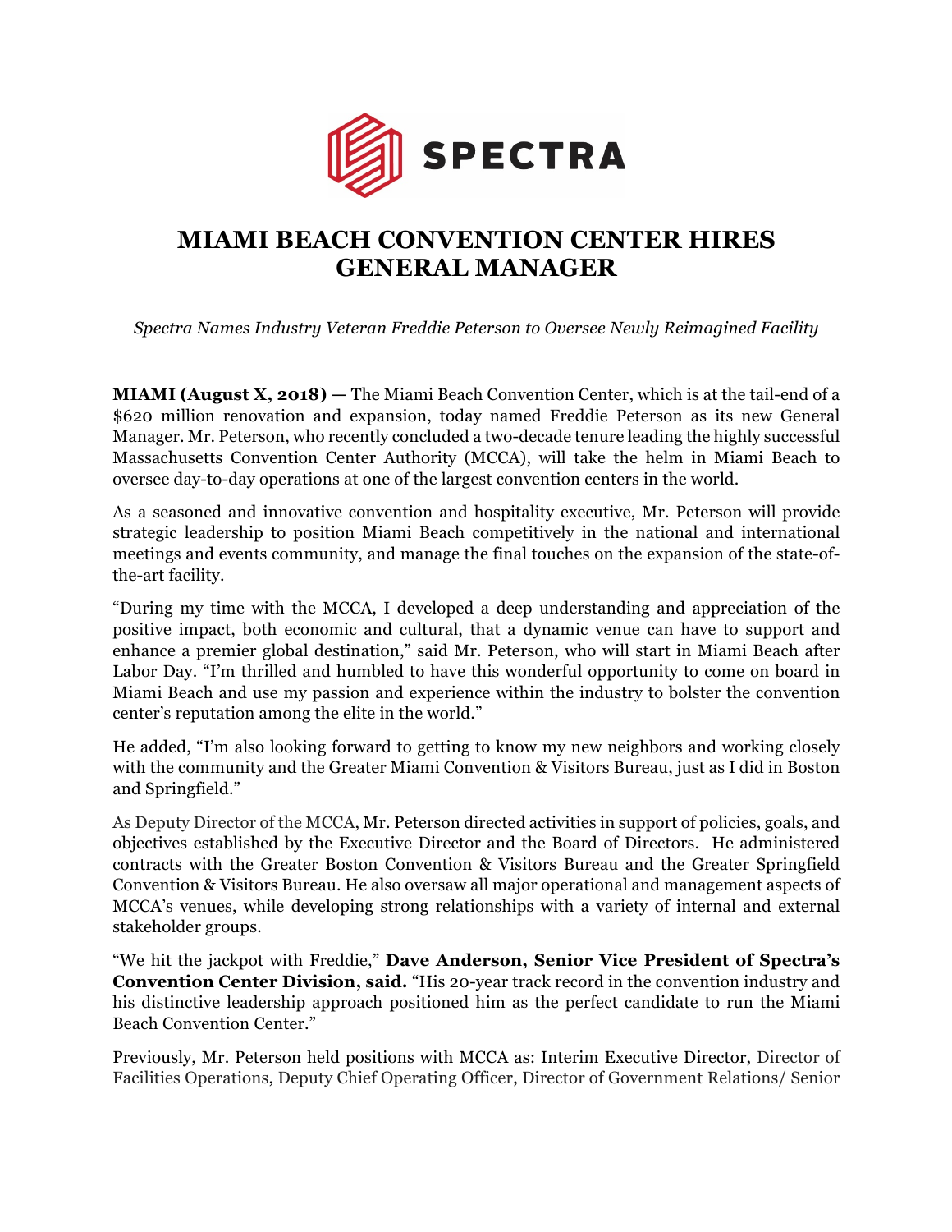SPECTRA

# MIAMI BEACH CONVENTION CENTER HIRES GENERAL MANAGER

*Spectra Names Industry Veteran Freddie Peterson to Oversee Newly Reimagined Facility*

**MIAMI (August X, 2018) —** The Miami Beach Convention Center, which is at the tail-end of a $620 million renovation and expansion, today named Freddie Peterson as its new General Manager. Mr. Peterson, who recently concluded a two-decade tenure leading the highly successful Massachusetts Convention Center Authority (MCCA), will take the helm in Miami Beach to oversee day-to-day operations at one of the largest convention centers in the world.

As a seasoned and innovative convention and hospitality executive, Mr. Peterson will provide strategic leadership to position Miami Beach competitively in the national and international meetings and events community, and manage the final touches on the expansion of the state-of-the-art facility.

"During my time with the MCCA, I developed a deep understanding and appreciation of the positive impact, both economic and cultural, that a dynamic venue can have to support and enhance a premier global destination," said Mr. Peterson, who will start in Miami Beach after Labor Day. "I'm thrilled and humbled to have this wonderful opportunity to come on board in Miami Beach and use my passion and experience within the industry to bolster the convention center's reputation among the elite in the world."

He added, "I'm also looking forward to getting to know my new neighbors and working closely with the community and the Greater Miami Convention & Visitors Bureau, just as I did in Boston and Springfield."

As Deputy Director of the MCCA, Mr. Peterson directed activities in support of policies, goals, and objectives established by the Executive Director and the Board of Directors. He administered contracts with the Greater Boston Convention & Visitors Bureau and the Greater Springfield Convention & Visitors Bureau. He also oversaw all major operational and management aspects of MCCA's venues, while developing strong relationships with a variety of internal and external stakeholder groups.

"We hit the jackpot with Freddie," **Dave Anderson, Senior Vice President of Spectra's Convention Center Division, said.** "His 20-year track record in the convention industry and his distinctive leadership approach positioned him as the perfect candidate to run the Miami Beach Convention Center."

Previously, Mr. Peterson held positions with MCCA as: Interim Executive Director, Director of Facilities Operations, Deputy Chief Operating Officer, Director of Government Relations/ Senior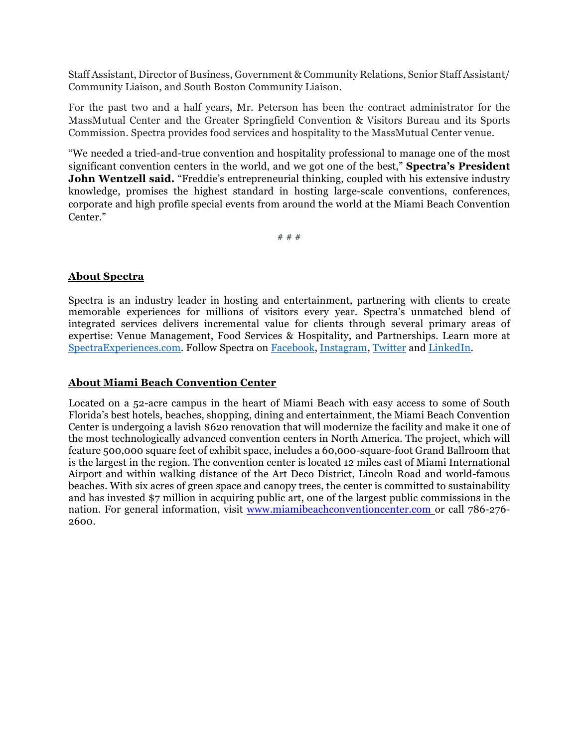Staff Assistant, Director of Business, Government & Community Relations, Senior Staff Assistant/ Community Liaison, and South Boston Community Liaison.

For the past two and a half years, Mr. Peterson has been the contract administrator for the MassMutual Center and the Greater Springfield Convention & Visitors Bureau and its Sports Commission. Spectra provides food services and hospitality to the MassMutual Center venue.

"We needed a tried-and-true convention and hospitality professional to manage one of the most significant convention centers in the world, and we got one of the best," **Spectra's President John Wentzell said.** "Freddie's entrepreneurial thinking, coupled with his extensive industry knowledge, promises the highest standard in hosting large-scale conventions, conferences, corporate and high profile special events from around the world at the Miami Beach Convention Center."

# # #

## About Spectra

Spectra is an industry leader in hosting and entertainment, partnering with clients to create memorable experiences for millions of visitors every year. Spectra's unmatched blend of integrated services delivers incremental value for clients through several primary areas of expertise: Venue Management, Food Services & Hospitality, and Partnerships. Learn more at SpectraExperiences.com. Follow Spectra on Facebook, Instagram, Twitter and LinkedIn.

## About Miami Beach Convention Center

Located on a 52-acre campus in the heart of Miami Beach with easy access to some of South Florida's best hotels, beaches, shopping, dining and entertainment, the Miami Beach Convention Center is undergoing a lavish $620 renovation that will modernize the facility and make it one of the most technologically advanced convention centers in North America. The project, which will feature 500,000 square feet of exhibit space, includes a 60,000-square-foot Grand Ballroom that is the largest in the region. The convention center is located 12 miles east of Miami International Airport and within walking distance of the Art Deco District, Lincoln Road and world-famous beaches. With six acres of green space and canopy trees, the center is committed to sustainability and has invested $7 million in acquiring public art, one of the largest public commissions in the nation. For general information, visit www.miamibeachconventioncenter.com or call 786-276-2600.